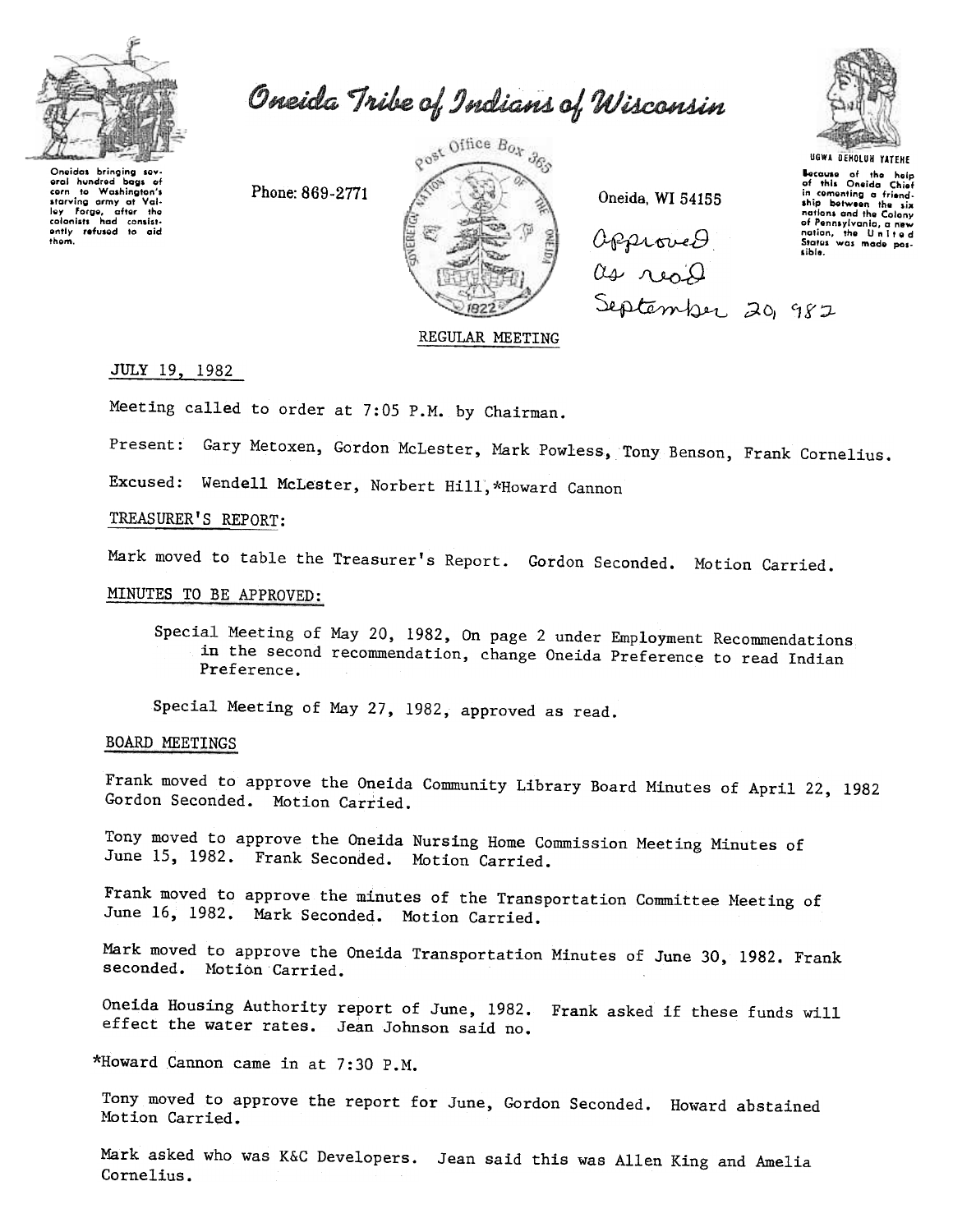# Oneida Tribe of Indians of Wisconsin

Oneidas bringing several hundred bags of corn to Washington's starving army at Valley Forge, after the colonists had consistently refused to aid them.

Phone: 869-2771

Post Office Box 365

Oneida, WI 54155

UGWA DEHOLUH YATEHE

Because of the help of this Oneida Chief in cementing a friendship between the six nations and the Colony of Pennsylvania, a new nation, the United States was made possible.

Approved as read September 20, 982

REGULAR MEETING

JULY 19, 1982

Meeting called to order at 7:05 P.M. by Chairman.

Present: Gary Metoxen, Gordon McLester, Mark Powless, Tony Benson, Frank Cornelius.

Excused: Wendell McLester, Norbert Hill, *Howard Cannon

TREASURER'S REPORT:

Mark moved to table the Treasurer's Report. Gordon Seconded. Motion Carried.

MINUTES TO BE APPROVED:

Special Meeting of May 20, 1982, On page 2 under Employment Recommendations in the second recommendation, change Oneida Preference to read Indian Preference.

Special Meeting of May 27, 1982, approved as read.

BOARD MEETINGS

Frank moved to approve the Oneida Community Library Board Minutes of April 22, 1982 Gordon Seconded. Motion Carried.

Tony moved to approve the Oneida Nursing Home Commission Meeting Minutes of June 15, 1982. Frank Seconded. Motion Carried.

Frank moved to approve the minutes of the Transportation Committee Meeting of June 16, 1982. Mark Seconded. Motion Carried.

Mark moved to approve the Oneida Transportation Minutes of June 30, 1982. Frank seconded. Motion Carried.

Oneida Housing Authority report of June, 1982. Frank asked if these funds will effect the water rates. Jean Johnson said no.

*Howard Cannon came in at 7:30 P.M.

Tony moved to approve the report for June, Gordon Seconded. Howard abstained Motion Carried.

Mark asked who was K&C Developers. Jean said this was Allen King and Amelia Cornelius.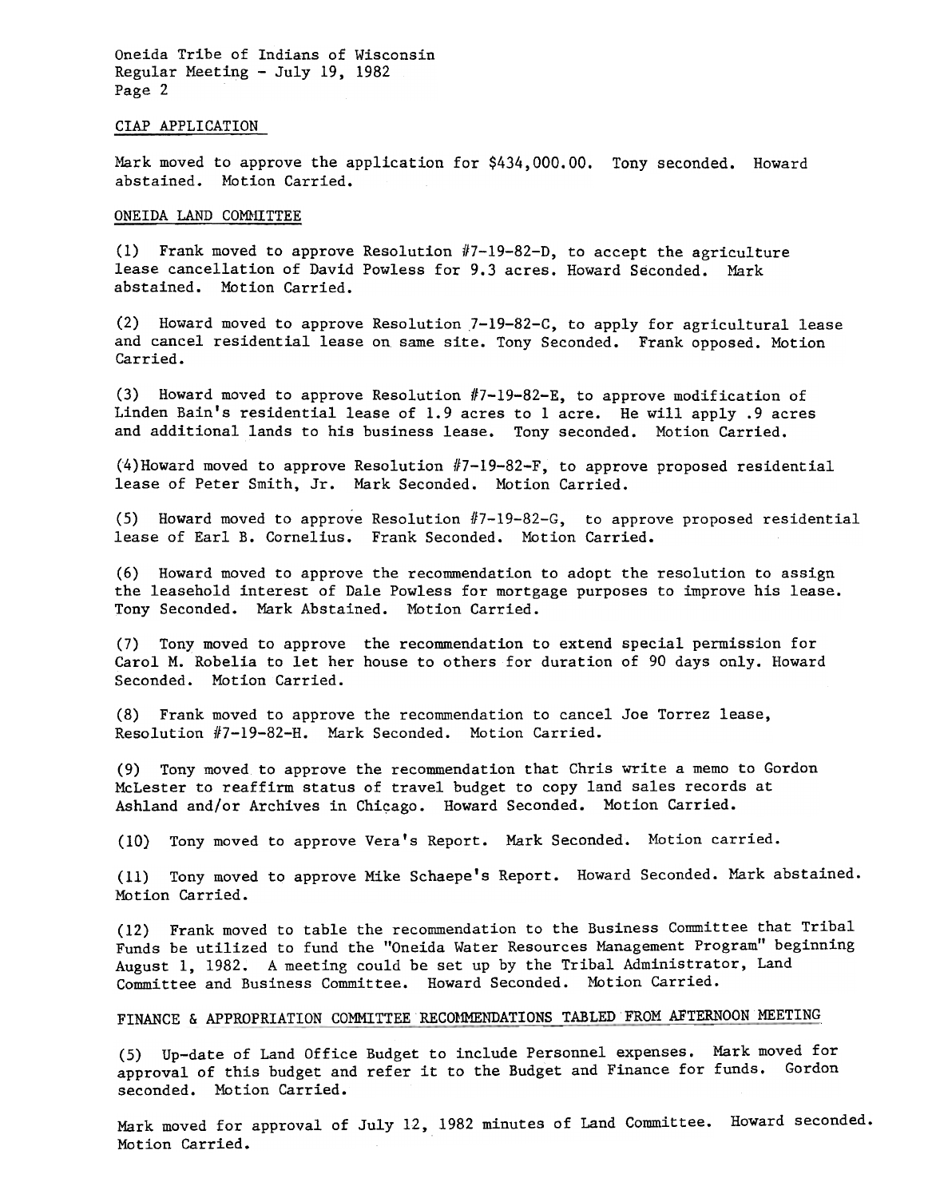CIAP APPLICATION

Mark moved to approve the application for $434,000.00. Tony seconded. Howard abstained. Motion Carried.

ONEIDA LAND COMMITTEE

(1) Frank moved to approve Resolution #7-19-82-D, to accept the agriculture lease cancellation of David Powless for 9.3 acres. Howard Seconded. Mark abstained. Motion Carried.

(2) Howard moved to approve Resolution 7-19-82-C, to apply for agricultural lease and cancel residential lease on same site. Tony Seconded. Frank opposed. Motion Carried.

(3) Howard moved to approve Resolution #7-19-82-E, to approve modification of Linden Bain's residential lease of 1.9 acres to 1 acre. He will apply .9 acres and additional lands to his business lease. Tony seconded. Motion Carried.

(4)Howard moved to approve Resolution #7-19-82-F, to approve proposed residential lease of Peter Smith, Jr. Mark Seconded. Motion Carried.

(5) Howard moved to approve Resolution #7-19-82-G, to approve proposed residential lease of Earl B. Cornelius. Frank Seconded. Motion Carried.

(6) Howard moved to approve the recommendation to adopt the resolution to assign the leasehold interest of Dale Powless for mortgage purposes to improve his lease. Tony Seconded. Mark Abstained. Motion Carried.

(7) Tony moved to approve the recommendation to extend special permission for Carol M. Robelia to let her house to others for duration of 90 days only. Howard Seconded. Motion Carried.

(8) Frank moved to approve the recommendation to cancel Joe Torrez lease, Resolution #7-19-82-H. Mark Seconded. Motion Carried.

(9) Tony moved to approve the recommendation that Chris write a memo to Gordon McLester to reaffirm status of travel budget to copy land sales records at Ashland and/or Archives in Chicago. Howard Seconded. Motion Carried.

(10) Tony moved to approve Vera's Report. Mark Seconded. Motion carried.

(11) Tony moved to approve Mike Schaepe's Report. Howard Seconded. Mark abstained. Motion Carried.

(12) Frank moved to table the recommendation to the Business Committee that Tribal Funds be utilized to fund the "Oneida Water Resources Management Program" beginning August 1, 1982. A meeting could be set up by the Tribal Administrator, Land Committee and Business Committee. Howard Seconded. Motion Carried.

FINANCE & APPROPRIATION COMMITTEE RECOMMENDATIONS TABLED FROM AFTERNOON MEETING

(5) Up-date of Land Office Budget to include Personnel expenses. Mark moved for approval of this budget and refer it to the Budget and Finance for funds. Gordon seconded. Motion Carried.

Mark moved for approval of July 12, 1982 minutes of Land Committee. Howard seconded. Motion Carried.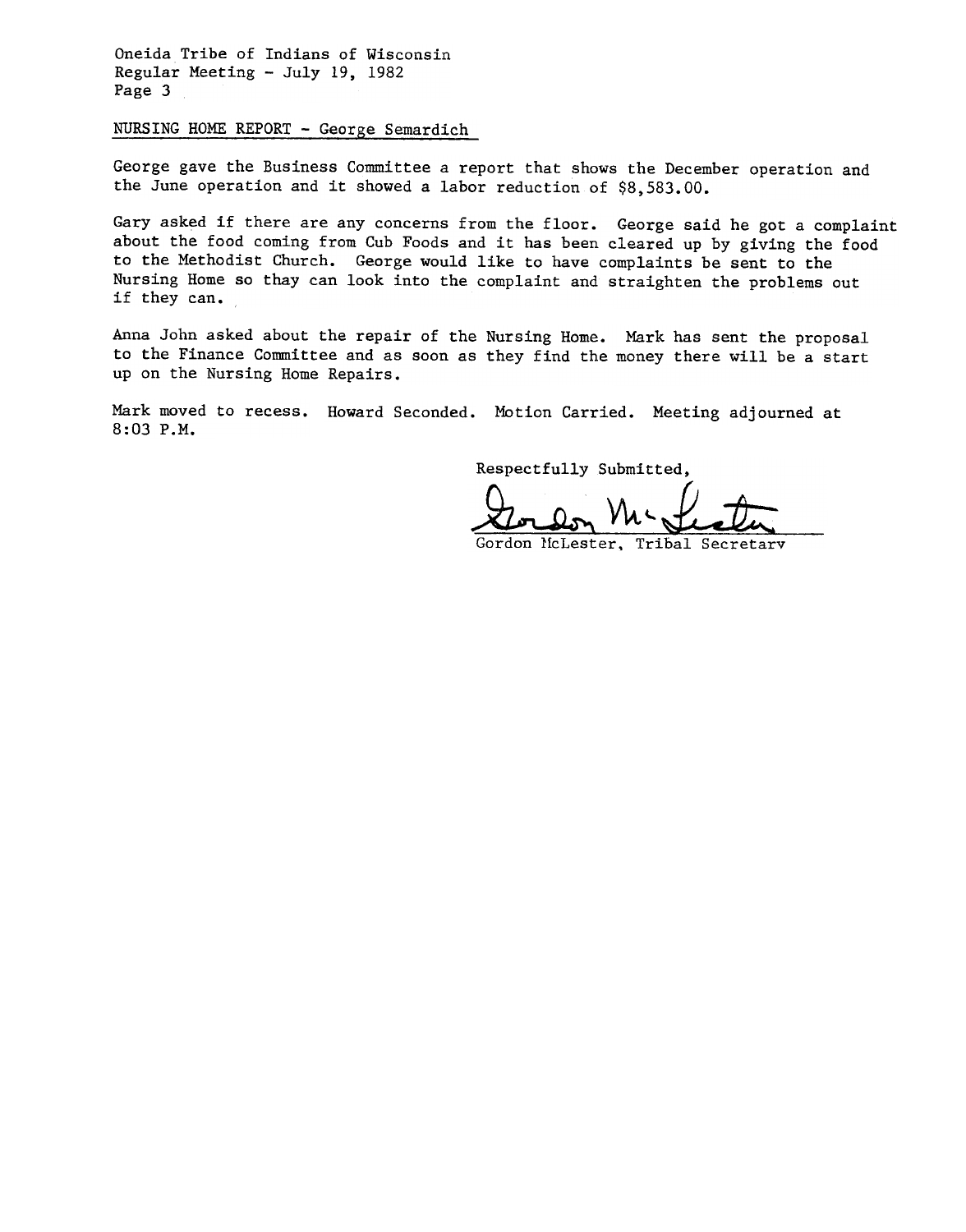## NURSING HOME REPORT - George Semardich

George gave the Business Committee a report that shows the December operation and the June operation and it showed a labor reduction of $8,583.00.

Gary asked if there are any concerns from the floor. George said he got a complaint about the food coming from Cub Foods and it has been cleared up by giving the food to the Methodist Church. George would like to have complaints be sent to the Nursing Home so thay can look into the complaint and straighten the problems out if they can.

Anna John asked about the repair of the Nursing Home. Mark has sent the proposal to the Finance Committee and as soon as they find the money there will be a start up on the Nursing Home Repairs.

Mark moved to recess. Howard Seconded. Motion Carried. Meeting adjourned at 8:03 P.M.

Respectfully Submitted,

Gordon McLester

Gordon McLester, Tribal Secretary